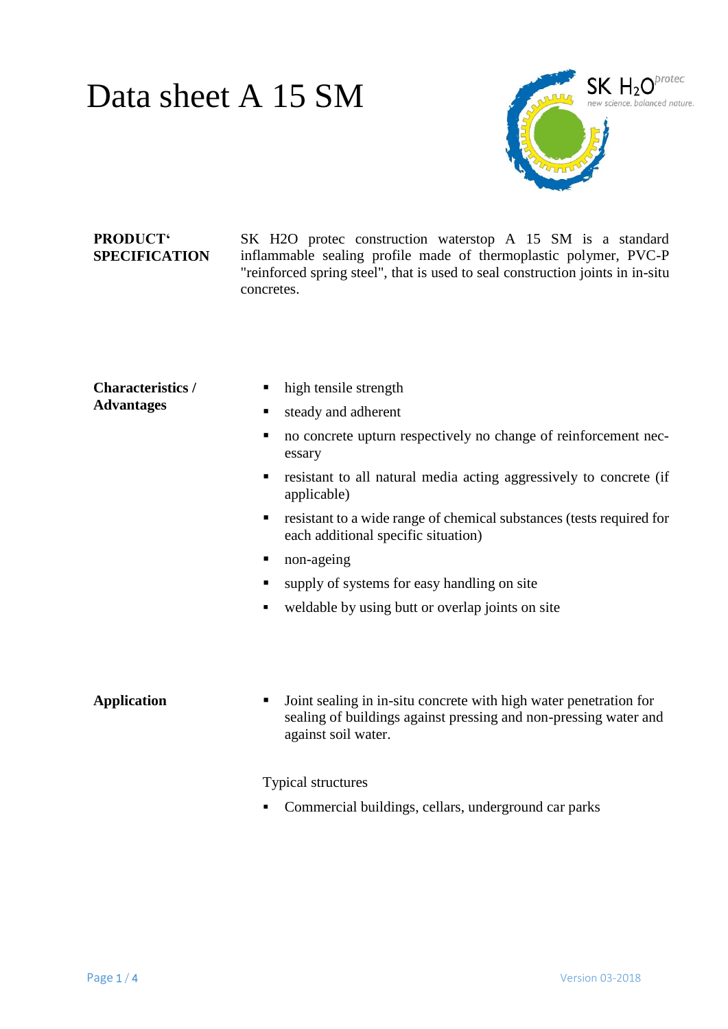# Data sheet A 15 SM

**PRODUCT' SPECIFICATION**

SK H2O protec construction waterstop A 15 SM is a standard inflammable sealing profile made of thermoplastic polymer, PVC-P "reinforced spring steel", that is used to seal construction joints in in-situ concretes.

**Characteristics / Advantages**

- high tensile strength
- steady and adherent
- no concrete upturn respectively no change of reinforcement necessary
- resistant to all natural media acting aggressively to concrete (if applicable)
- resistant to a wide range of chemical substances (tests required for each additional specific situation)
- non-ageing
- supply of systems for easy handling on site
- weldable by using butt or overlap joints on site

**Application**

- Joint sealing in in-situ concrete with high water penetration for sealing of buildings against pressing and non-pressing water and against soil water.

Typical structures

- Commercial buildings, cellars, underground car parks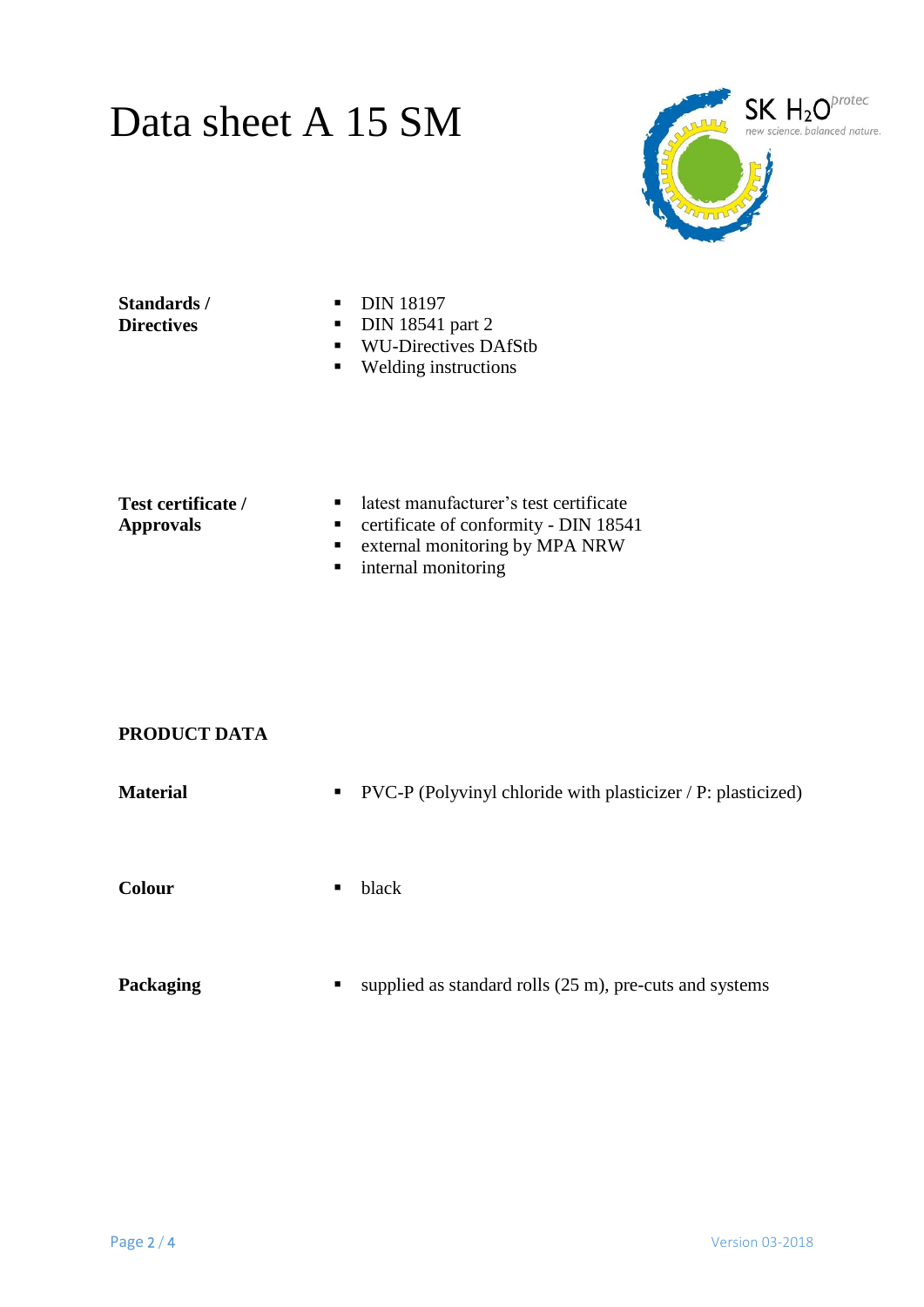# Data sheet A 15 SM

SK $H_2O$ protec
new science. balanced nature.

**Standards / Directives**

- DIN 18197
- DIN 18541 part 2
- WU-Directives DAfStb
- Welding instructions

**Test certificate / Approvals**

- latest manufacturer's test certificate
- certificate of conformity - DIN 18541
- external monitoring by MPA NRW
- internal monitoring

## PRODUCT DATA

**Material**

- PVC-P (Polyvinyl chloride with plasticizer / P: plasticized)

**Colour**

- black

**Packaging**

- supplied as standard rolls (25 m), pre-cuts and systems

Version 03-2018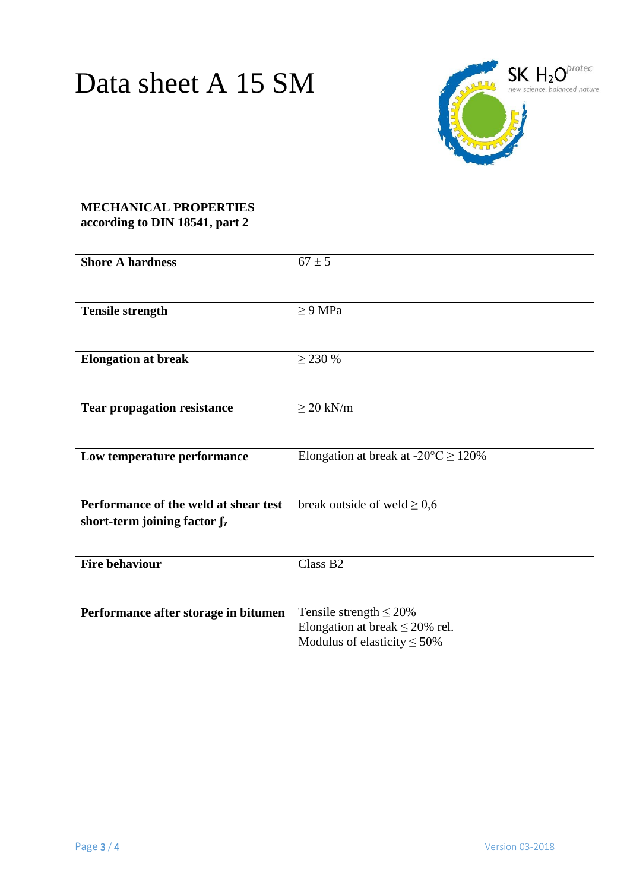# Data sheet A 15 SM

| **MECHANICAL PROPERTIES according to DIN 18541, part 2** | |
|---|---|
| **Shore A hardness** | 67 ± 5 |
| **Tensile strength** | ≥ 9 MPa |
| **Elongation at break** | ≥ 230 % |
| **Tear propagation resistance** | ≥ 20 kN/m |
| **Low temperature performance** | Elongation at break at -20°C ≥ 120% |
| **Performance of the weld at shear test short-term joining factor $f_z$** | break outside of weld ≥ 0,6 |
| **Fire behaviour** | Class B2 |
| **Performance after storage in bitumen** | Tensile strength ≤ 20%<br>Elongation at break ≤ 20% rel.<br>Modulus of elasticity ≤ 50% |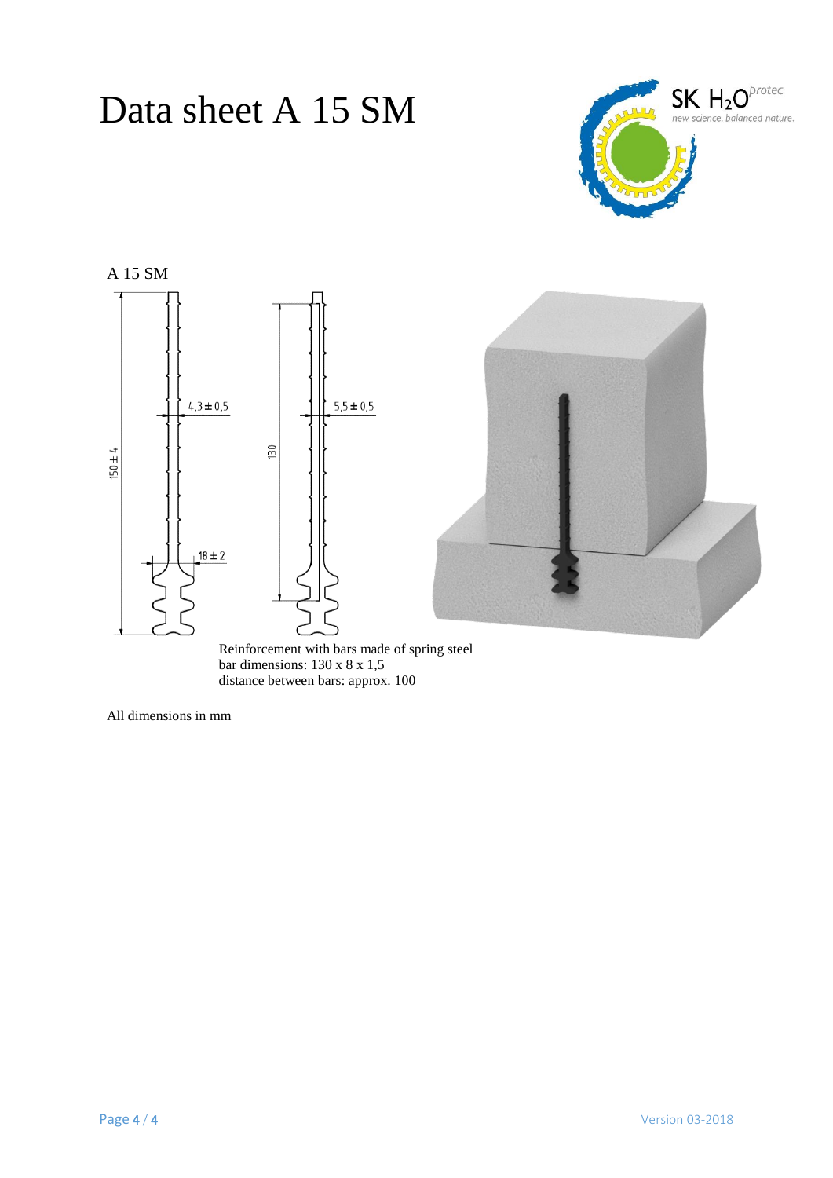# Data sheet A 15 SM

A 15 SM

150 ± 4

4,3 ± 0,5

18 ± 2

130

5,5 ± 0,5

Reinforcement with bars made of spring steel
bar dimensions: 130 x 8 x 1,5
distance between bars: approx. 100

All dimensions in mm